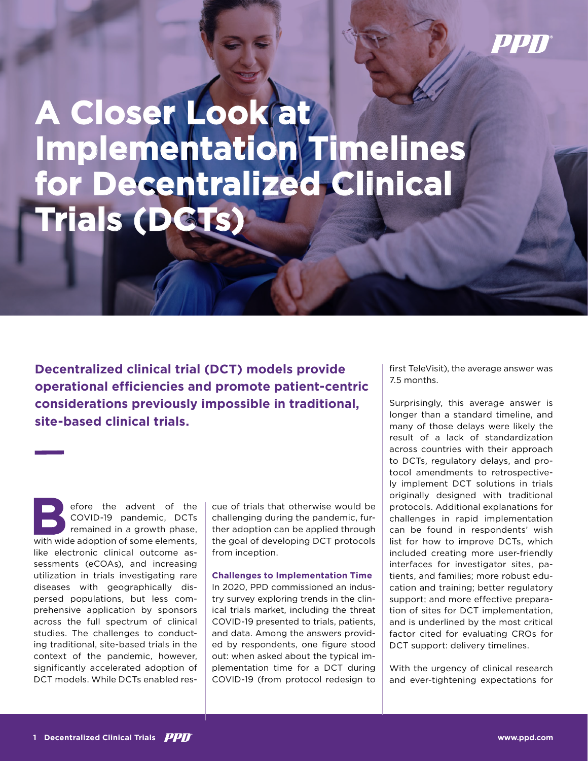# A Closer Look at Implementation Timelines for Decentralized Clinical Trials (DCTs)

**Decentralized clinical trial (DCT) models provide operational efficiencies and promote patient-centric considerations previously impossible in traditional, site-based clinical trials.**

Before the advent of the COVID-19 pandemic, DCTs remained in a growth phase, with wide adoption of some elements, like electronic clinical outcome assessments (eCOAs), and increasing utilization in trials investigating rare diseases with geographically dispersed populations, but less comprehensive application by sponsors across the full spectrum of clinical studies. The challenges to conducting traditional, site-based trials in the context of the pandemic, however, significantly accelerated adoption of DCT models. While DCTs enabled rescue of trials that otherwise would be challenging during the pandemic, further adoption can be applied through the goal of developing DCT protocols from inception.

### Challenges to Implementation Time

In 2020, PPD commissioned an industry survey exploring trends in the clinical trials market, including the threat COVID-19 presented to trials, patients, and data. Among the answers provided by respondents, one figure stood out: when asked about the typical implementation time for a DCT during COVID-19 (from protocol redesign to first TeleVisit), the average answer was 7.5 months.

Surprisingly, this average answer is longer than a standard timeline, and many of those delays were likely the result of a lack of standardization across countries with their approach to DCTs, regulatory delays, and protocol amendments to retrospectively implement DCT solutions in trials originally designed with traditional protocols. Additional explanations for challenges in rapid implementation can be found in respondents' wish list for how to improve DCTs, which included creating more user-friendly interfaces for investigator sites, patients, and families; more robust education and training; better regulatory support; and more effective preparation of sites for DCT implementation, and is underlined by the most critical factor cited for evaluating CROs for DCT support: delivery timelines.

With the urgency of clinical research and ever-tightening expectations for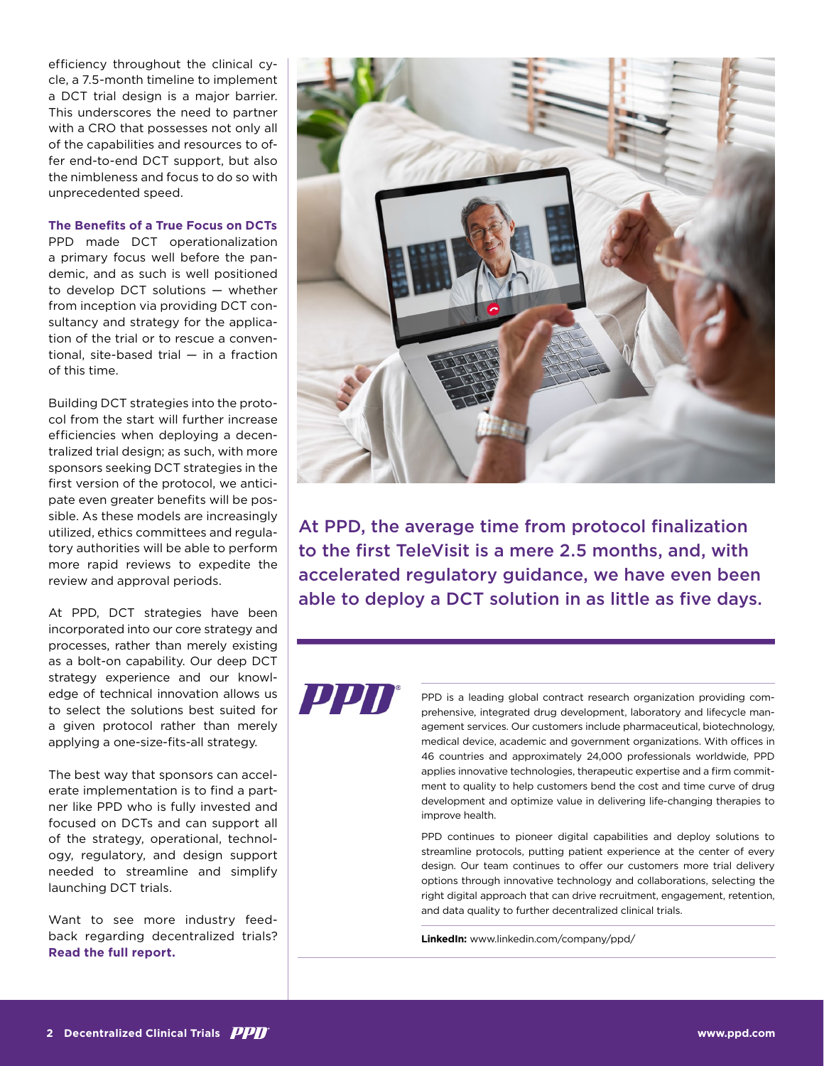efficiency throughout the clinical cycle, a 7.5-month timeline to implement a DCT trial design is a major barrier. This underscores the need to partner with a CRO that possesses not only all of the capabilities and resources to offer end-to-end DCT support, but also the nimbleness and focus to do so with unprecedented speed.

**The Benefits of a True Focus on DCTs**

PPD made DCT operationalization a primary focus well before the pandemic, and as such is well positioned to develop DCT solutions — whether from inception via providing DCT consultancy and strategy for the application of the trial or to rescue a conventional, site-based trial — in a fraction of this time.

Building DCT strategies into the protocol from the start will further increase efficiencies when deploying a decentralized trial design; as such, with more sponsors seeking DCT strategies in the first version of the protocol, we anticipate even greater benefits will be possible. As these models are increasingly utilized, ethics committees and regulatory authorities will be able to perform more rapid reviews to expedite the review and approval periods.

At PPD, DCT strategies have been incorporated into our core strategy and processes, rather than merely existing as a bolt-on capability. Our deep DCT strategy experience and our knowledge of technical innovation allows us to select the solutions best suited for a given protocol rather than merely applying a one-size-fits-all strategy.

The best way that sponsors can accelerate implementation is to find a partner like PPD who is fully invested and focused on DCTs and can support all of the strategy, operational, technology, regulatory, and design support needed to streamline and simplify launching DCT trials.

Want to see more industry feedback regarding decentralized trials? **Read the full report.**

At PPD, the average time from protocol finalization to the first TeleVisit is a mere 2.5 months, and, with accelerated regulatory guidance, we have even been able to deploy a DCT solution in as little as five days.

PPD is a leading global contract research organization providing comprehensive, integrated drug development, laboratory and lifecycle management services. Our customers include pharmaceutical, biotechnology, medical device, academic and government organizations. With offices in 46 countries and approximately 24,000 professionals worldwide, PPD applies innovative technologies, therapeutic expertise and a firm commitment to quality to help customers bend the cost and time curve of drug development and optimize value in delivering life-changing therapies to improve health.

PPD continues to pioneer digital capabilities and deploy solutions to streamline protocols, putting patient experience at the center of every design. Our team continues to offer our customers more trial delivery options through innovative technology and collaborations, selecting the right digital approach that can drive recruitment, engagement, retention, and data quality to further decentralized clinical trials.

**LinkedIn:** www.linkedin.com/company/ppd/